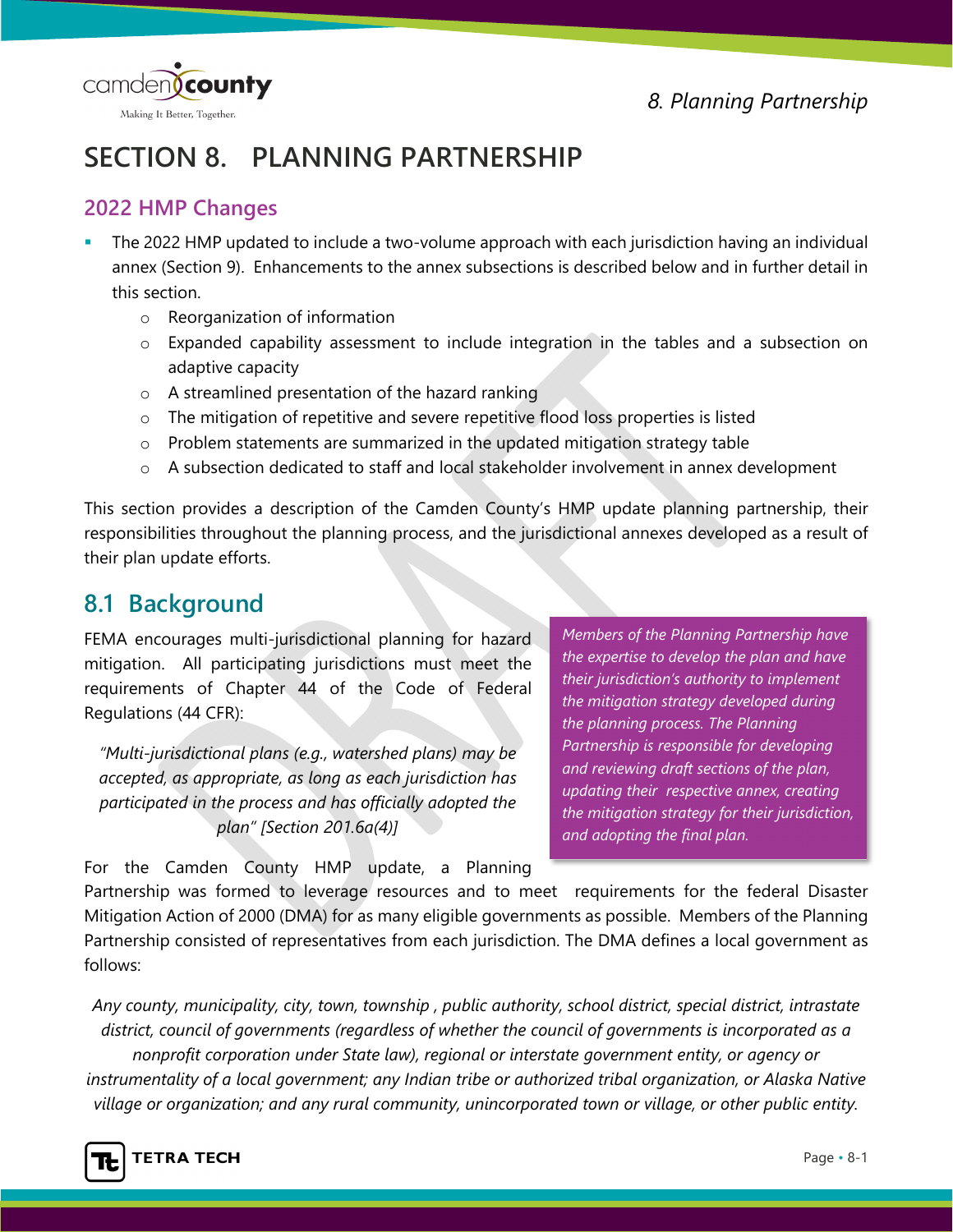# SECTION 8. PLANNING PARTNERSHIP

## 2022 HMP Changes

- The 2022 HMP updated to include a two-volume approach with each jurisdiction having an individual annex (Section 9). Enhancements to the annex subsections is described below and in further detail in this section.
  - Reorganization of information
  - Expanded capability assessment to include integration in the tables and a subsection on adaptive capacity
  - A streamlined presentation of the hazard ranking
  - The mitigation of repetitive and severe repetitive flood loss properties is listed
  - Problem statements are summarized in the updated mitigation strategy table
  - A subsection dedicated to staff and local stakeholder involvement in annex development

This section provides a description of the Camden County's HMP update planning partnership, their responsibilities throughout the planning process, and the jurisdictional annexes developed as a result of their plan update efforts.

## 8.1 Background

FEMA encourages multi-jurisdictional planning for hazard mitigation. All participating jurisdictions must meet the requirements of Chapter 44 of the Code of Federal Regulations (44 CFR):

> *"Multi-jurisdictional plans (e.g., watershed plans) may be accepted, as appropriate, as long as each jurisdiction has participated in the process and has officially adopted the plan" [Section 201.6a(4)]*

*Members of the Planning Partnership have the expertise to develop the plan and have their jurisdiction's authority to implement the mitigation strategy developed during the planning process. The Planning Partnership is responsible for developing and reviewing draft sections of the plan, updating their respective annex, creating the mitigation strategy for their jurisdiction, and adopting the final plan.*

For the Camden County HMP update, a Planning Partnership was formed to leverage resources and to meet requirements for the federal Disaster Mitigation Action of 2000 (DMA) for as many eligible governments as possible. Members of the Planning Partnership consisted of representatives from each jurisdiction. The DMA defines a local government as follows:

*Any county, municipality, city, town, township , public authority, school district, special district, intrastate district, council of governments (regardless of whether the council of governments is incorporated as a nonprofit corporation under State law), regional or interstate government entity, or agency or instrumentality of a local government; any Indian tribe or authorized tribal organization, or Alaska Native village or organization; and any rural community, unincorporated town or village, or other public entity.*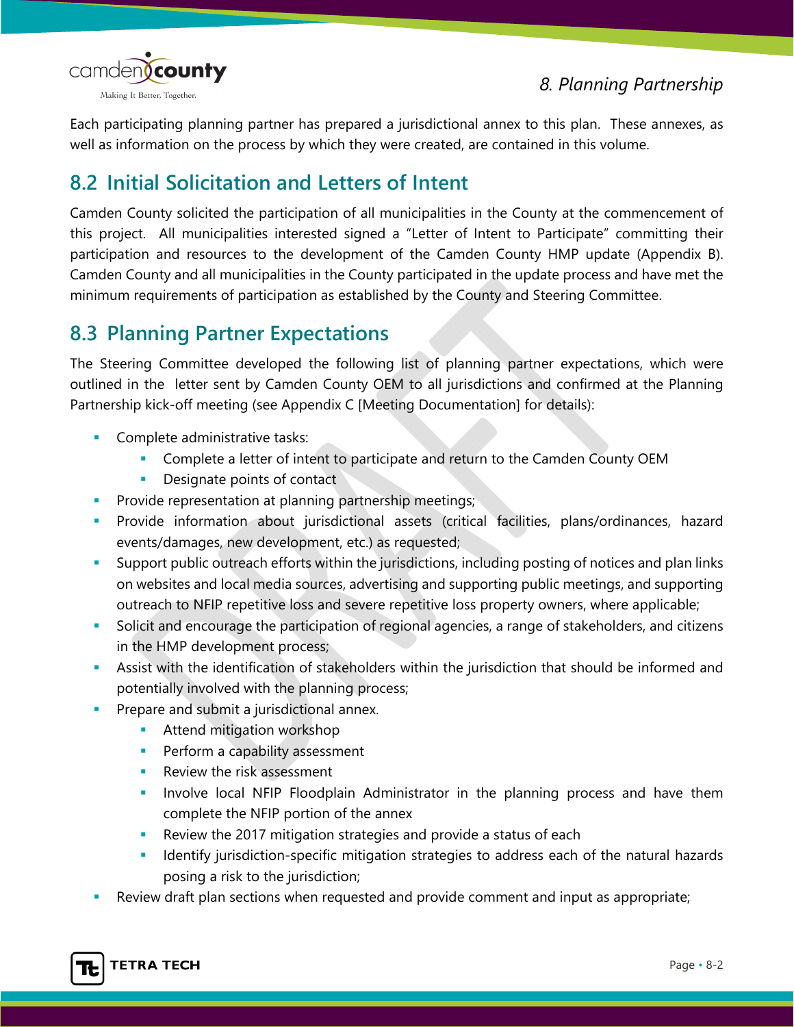Each participating planning partner has prepared a jurisdictional annex to this plan. These annexes, as well as information on the process by which they were created, are contained in this volume.

## 8.2 Initial Solicitation and Letters of Intent

Camden County solicited the participation of all municipalities in the County at the commencement of this project. All municipalities interested signed a "Letter of Intent to Participate" committing their participation and resources to the development of the Camden County HMP update (Appendix B). Camden County and all municipalities in the County participated in the update process and have met the minimum requirements of participation as established by the County and Steering Committee.

## 8.3 Planning Partner Expectations

The Steering Committee developed the following list of planning partner expectations, which were outlined in the letter sent by Camden County OEM to all jurisdictions and confirmed at the Planning Partnership kick-off meeting (see Appendix C [Meeting Documentation] for details):

- Complete administrative tasks:
  - Complete a letter of intent to participate and return to the Camden County OEM
  - Designate points of contact
- Provide representation at planning partnership meetings;
- Provide information about jurisdictional assets (critical facilities, plans/ordinances, hazard events/damages, new development, etc.) as requested;
- Support public outreach efforts within the jurisdictions, including posting of notices and plan links on websites and local media sources, advertising and supporting public meetings, and supporting outreach to NFIP repetitive loss and severe repetitive loss property owners, where applicable;
- Solicit and encourage the participation of regional agencies, a range of stakeholders, and citizens in the HMP development process;
- Assist with the identification of stakeholders within the jurisdiction that should be informed and potentially involved with the planning process;
- Prepare and submit a jurisdictional annex.
  - Attend mitigation workshop
  - Perform a capability assessment
  - Review the risk assessment
  - Involve local NFIP Floodplain Administrator in the planning process and have them complete the NFIP portion of the annex
  - Review the 2017 mitigation strategies and provide a status of each
  - Identify jurisdiction-specific mitigation strategies to address each of the natural hazards posing a risk to the jurisdiction;
- Review draft plan sections when requested and provide comment and input as appropriate;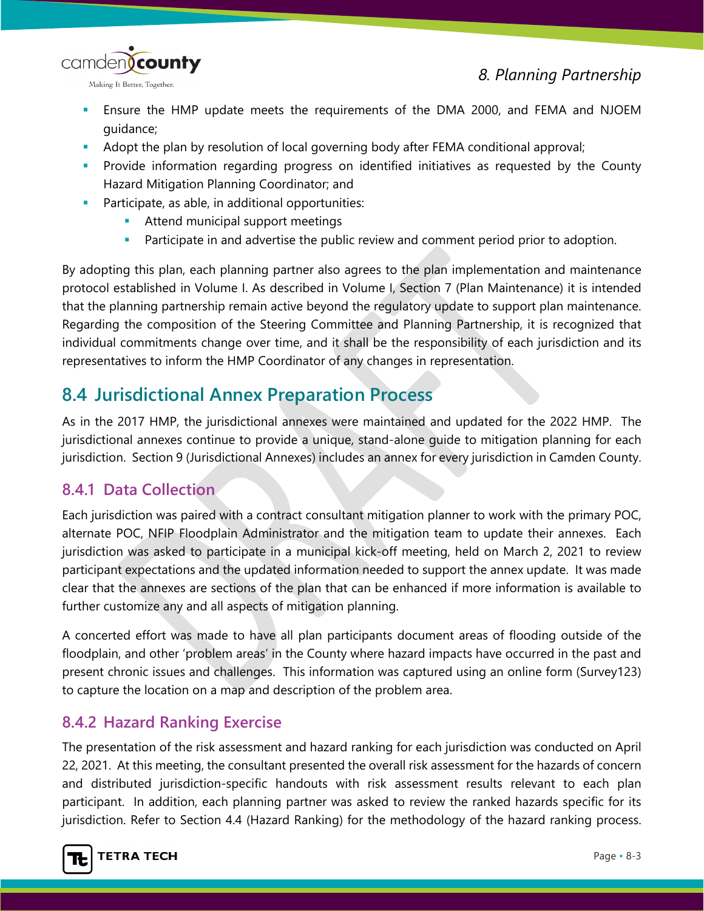- Ensure the HMP update meets the requirements of the DMA 2000, and FEMA and NJOEM guidance;
- Adopt the plan by resolution of local governing body after FEMA conditional approval;
- Provide information regarding progress on identified initiatives as requested by the County Hazard Mitigation Planning Coordinator; and
- Participate, as able, in additional opportunities:
  - Attend municipal support meetings
  - Participate in and advertise the public review and comment period prior to adoption.

By adopting this plan, each planning partner also agrees to the plan implementation and maintenance protocol established in Volume I. As described in Volume I, Section 7 (Plan Maintenance) it is intended that the planning partnership remain active beyond the regulatory update to support plan maintenance. Regarding the composition of the Steering Committee and Planning Partnership, it is recognized that individual commitments change over time, and it shall be the responsibility of each jurisdiction and its representatives to inform the HMP Coordinator of any changes in representation.

## 8.4 Jurisdictional Annex Preparation Process

As in the 2017 HMP, the jurisdictional annexes were maintained and updated for the 2022 HMP. The jurisdictional annexes continue to provide a unique, stand-alone guide to mitigation planning for each jurisdiction. Section 9 (Jurisdictional Annexes) includes an annex for every jurisdiction in Camden County.

### 8.4.1 Data Collection

Each jurisdiction was paired with a contract consultant mitigation planner to work with the primary POC, alternate POC, NFIP Floodplain Administrator and the mitigation team to update their annexes. Each jurisdiction was asked to participate in a municipal kick-off meeting, held on March 2, 2021 to review participant expectations and the updated information needed to support the annex update. It was made clear that the annexes are sections of the plan that can be enhanced if more information is available to further customize any and all aspects of mitigation planning.

A concerted effort was made to have all plan participants document areas of flooding outside of the floodplain, and other 'problem areas' in the County where hazard impacts have occurred in the past and present chronic issues and challenges. This information was captured using an online form (Survey123) to capture the location on a map and description of the problem area.

### 8.4.2 Hazard Ranking Exercise

The presentation of the risk assessment and hazard ranking for each jurisdiction was conducted on April 22, 2021. At this meeting, the consultant presented the overall risk assessment for the hazards of concern and distributed jurisdiction-specific handouts with risk assessment results relevant to each plan participant. In addition, each planning partner was asked to review the ranked hazards specific for its jurisdiction. Refer to Section 4.4 (Hazard Ranking) for the methodology of the hazard ranking process.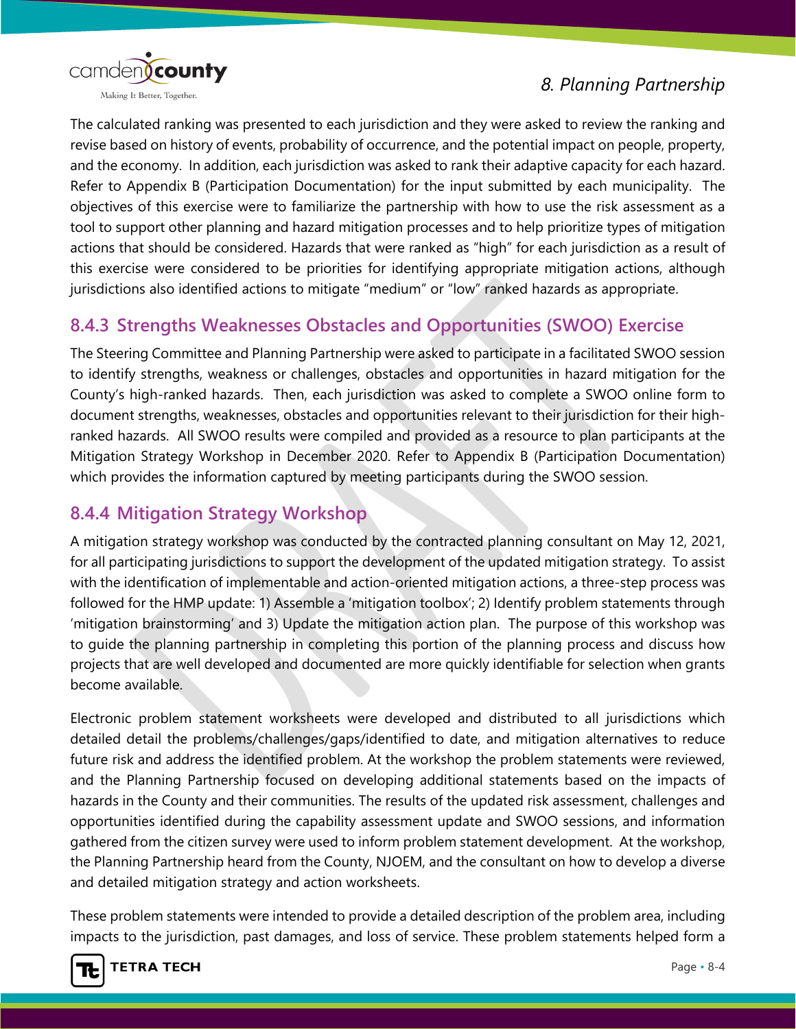The calculated ranking was presented to each jurisdiction and they were asked to review the ranking and revise based on history of events, probability of occurrence, and the potential impact on people, property, and the economy. In addition, each jurisdiction was asked to rank their adaptive capacity for each hazard. Refer to Appendix B (Participation Documentation) for the input submitted by each municipality. The objectives of this exercise were to familiarize the partnership with how to use the risk assessment as a tool to support other planning and hazard mitigation processes and to help prioritize types of mitigation actions that should be considered. Hazards that were ranked as "high" for each jurisdiction as a result of this exercise were considered to be priorities for identifying appropriate mitigation actions, although jurisdictions also identified actions to mitigate "medium" or "low" ranked hazards as appropriate.

### 8.4.3 Strengths Weaknesses Obstacles and Opportunities (SWOO) Exercise

The Steering Committee and Planning Partnership were asked to participate in a facilitated SWOO session to identify strengths, weakness or challenges, obstacles and opportunities in hazard mitigation for the County's high-ranked hazards. Then, each jurisdiction was asked to complete a SWOO online form to document strengths, weaknesses, obstacles and opportunities relevant to their jurisdiction for their high-ranked hazards. All SWOO results were compiled and provided as a resource to plan participants at the Mitigation Strategy Workshop in December 2020. Refer to Appendix B (Participation Documentation) which provides the information captured by meeting participants during the SWOO session.

### 8.4.4 Mitigation Strategy Workshop

A mitigation strategy workshop was conducted by the contracted planning consultant on May 12, 2021, for all participating jurisdictions to support the development of the updated mitigation strategy. To assist with the identification of implementable and action-oriented mitigation actions, a three-step process was followed for the HMP update: 1) Assemble a 'mitigation toolbox'; 2) Identify problem statements through 'mitigation brainstorming' and 3) Update the mitigation action plan. The purpose of this workshop was to guide the planning partnership in completing this portion of the planning process and discuss how projects that are well developed and documented are more quickly identifiable for selection when grants become available.

Electronic problem statement worksheets were developed and distributed to all jurisdictions which detailed detail the problems/challenges/gaps/identified to date, and mitigation alternatives to reduce future risk and address the identified problem. At the workshop the problem statements were reviewed, and the Planning Partnership focused on developing additional statements based on the impacts of hazards in the County and their communities. The results of the updated risk assessment, challenges and opportunities identified during the capability assessment update and SWOO sessions, and information gathered from the citizen survey were used to inform problem statement development. At the workshop, the Planning Partnership heard from the County, NJOEM, and the consultant on how to develop a diverse and detailed mitigation strategy and action worksheets.

These problem statements were intended to provide a detailed description of the problem area, including impacts to the jurisdiction, past damages, and loss of service. These problem statements helped form a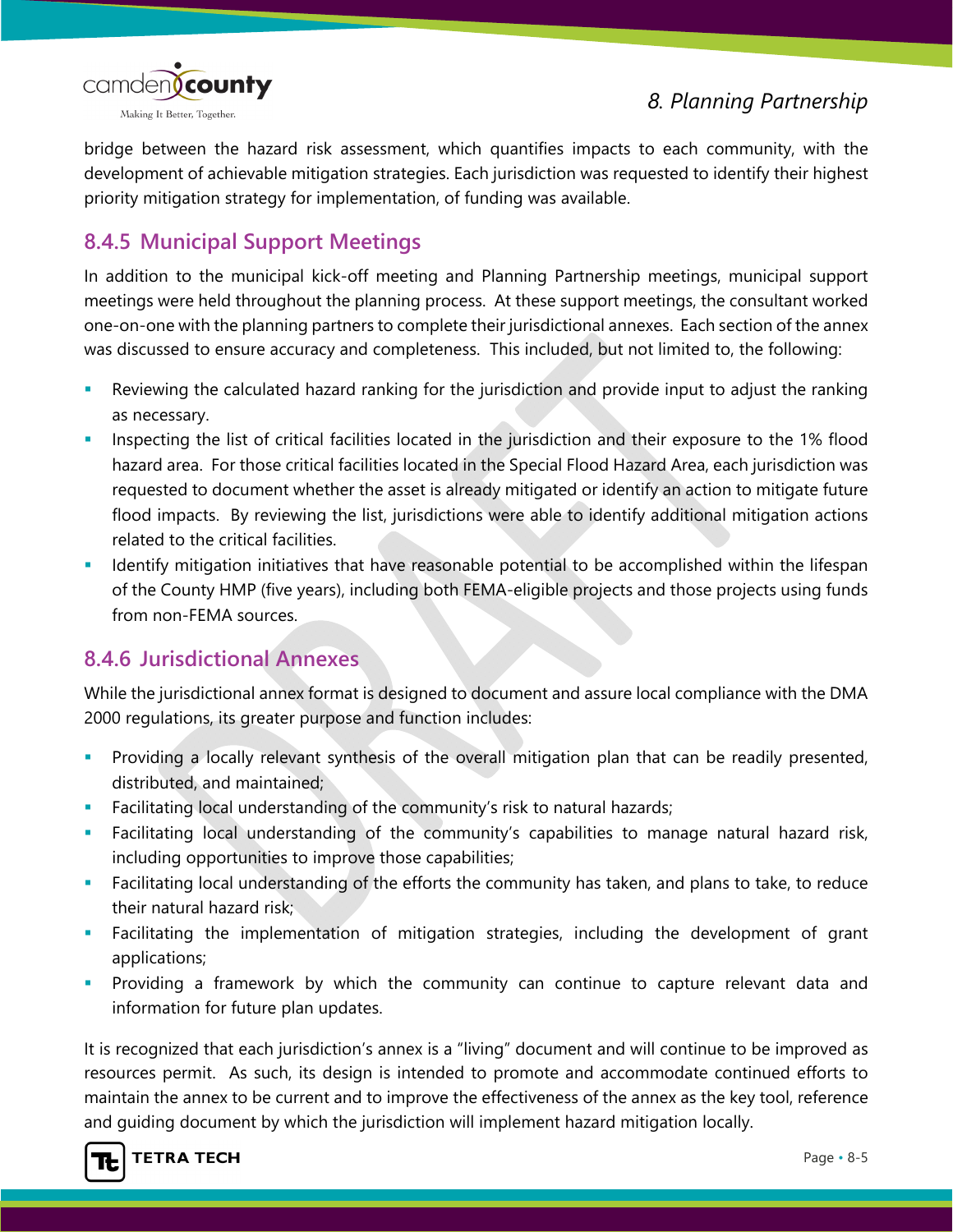bridge between the hazard risk assessment, which quantifies impacts to each community, with the development of achievable mitigation strategies. Each jurisdiction was requested to identify their highest priority mitigation strategy for implementation, of funding was available.

## 8.4.5 Municipal Support Meetings

In addition to the municipal kick-off meeting and Planning Partnership meetings, municipal support meetings were held throughout the planning process. At these support meetings, the consultant worked one-on-one with the planning partners to complete their jurisdictional annexes. Each section of the annex was discussed to ensure accuracy and completeness. This included, but not limited to, the following:

- Reviewing the calculated hazard ranking for the jurisdiction and provide input to adjust the ranking as necessary.
- Inspecting the list of critical facilities located in the jurisdiction and their exposure to the 1% flood hazard area. For those critical facilities located in the Special Flood Hazard Area, each jurisdiction was requested to document whether the asset is already mitigated or identify an action to mitigate future flood impacts. By reviewing the list, jurisdictions were able to identify additional mitigation actions related to the critical facilities.
- Identify mitigation initiatives that have reasonable potential to be accomplished within the lifespan of the County HMP (five years), including both FEMA-eligible projects and those projects using funds from non-FEMA sources.

## 8.4.6 Jurisdictional Annexes

While the jurisdictional annex format is designed to document and assure local compliance with the DMA 2000 regulations, its greater purpose and function includes:

- Providing a locally relevant synthesis of the overall mitigation plan that can be readily presented, distributed, and maintained;
- Facilitating local understanding of the community's risk to natural hazards;
- Facilitating local understanding of the community's capabilities to manage natural hazard risk, including opportunities to improve those capabilities;
- Facilitating local understanding of the efforts the community has taken, and plans to take, to reduce their natural hazard risk;
- Facilitating the implementation of mitigation strategies, including the development of grant applications;
- Providing a framework by which the community can continue to capture relevant data and information for future plan updates.

It is recognized that each jurisdiction's annex is a "living" document and will continue to be improved as resources permit. As such, its design is intended to promote and accommodate continued efforts to maintain the annex to be current and to improve the effectiveness of the annex as the key tool, reference and guiding document by which the jurisdiction will implement hazard mitigation locally.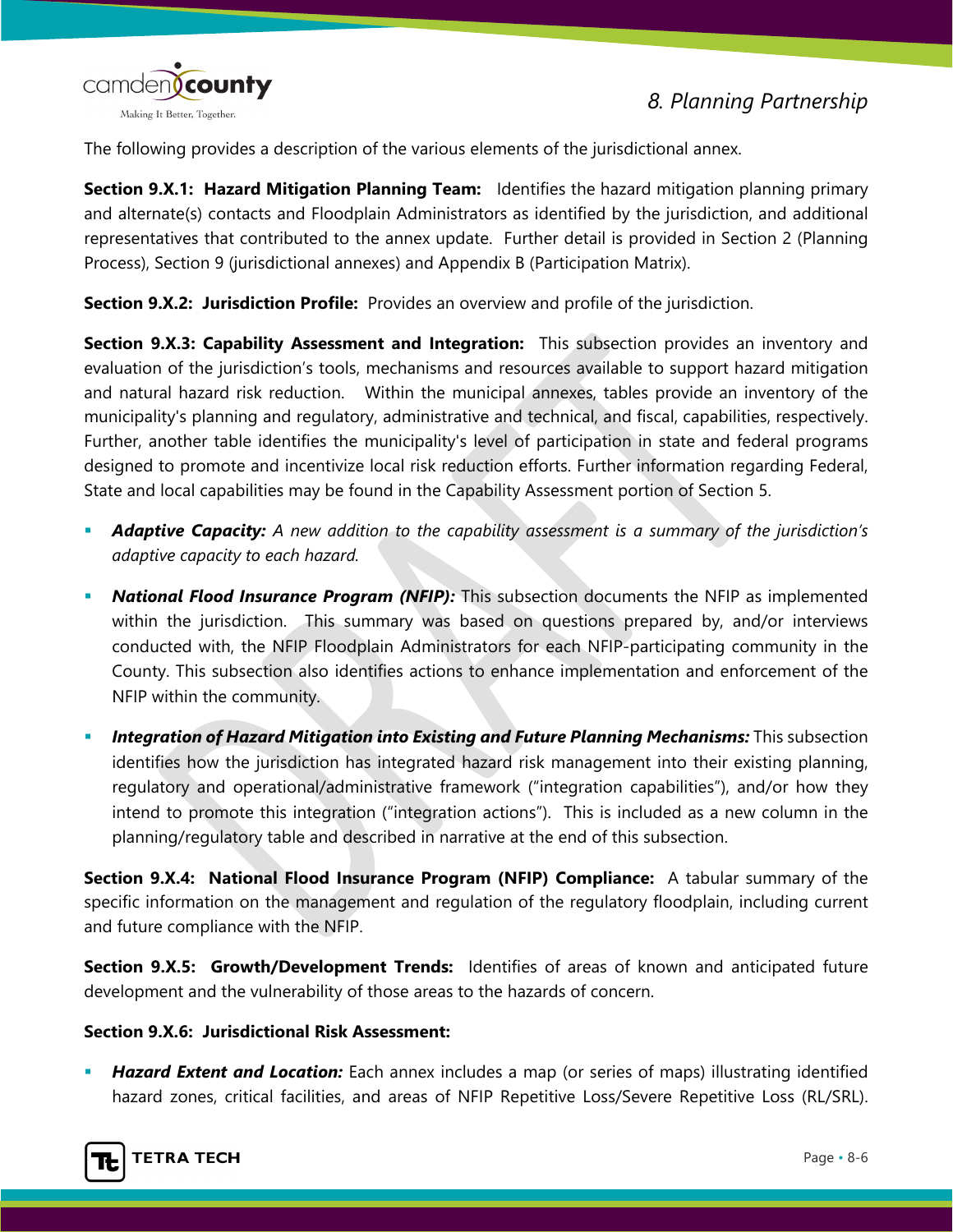The following provides a description of the various elements of the jurisdictional annex.

**Section 9.X.1: Hazard Mitigation Planning Team:** Identifies the hazard mitigation planning primary and alternate(s) contacts and Floodplain Administrators as identified by the jurisdiction, and additional representatives that contributed to the annex update. Further detail is provided in Section 2 (Planning Process), Section 9 (jurisdictional annexes) and Appendix B (Participation Matrix).

**Section 9.X.2: Jurisdiction Profile:** Provides an overview and profile of the jurisdiction.

**Section 9.X.3: Capability Assessment and Integration:** This subsection provides an inventory and evaluation of the jurisdiction's tools, mechanisms and resources available to support hazard mitigation and natural hazard risk reduction. Within the municipal annexes, tables provide an inventory of the municipality's planning and regulatory, administrative and technical, and fiscal, capabilities, respectively. Further, another table identifies the municipality's level of participation in state and federal programs designed to promote and incentivize local risk reduction efforts. Further information regarding Federal, State and local capabilities may be found in the Capability Assessment portion of Section 5.

- ***Adaptive Capacity:*** *A new addition to the capability assessment is a summary of the jurisdiction's adaptive capacity to each hazard.*
- ***National Flood Insurance Program (NFIP):*** This subsection documents the NFIP as implemented within the jurisdiction. This summary was based on questions prepared by, and/or interviews conducted with, the NFIP Floodplain Administrators for each NFIP-participating community in the County. This subsection also identifies actions to enhance implementation and enforcement of the NFIP within the community.
- ***Integration of Hazard Mitigation into Existing and Future Planning Mechanisms:*** This subsection identifies how the jurisdiction has integrated hazard risk management into their existing planning, regulatory and operational/administrative framework ("integration capabilities"), and/or how they intend to promote this integration ("integration actions"). This is included as a new column in the planning/regulatory table and described in narrative at the end of this subsection.

**Section 9.X.4: National Flood Insurance Program (NFIP) Compliance:** A tabular summary of the specific information on the management and regulation of the regulatory floodplain, including current and future compliance with the NFIP.

**Section 9.X.5: Growth/Development Trends:** Identifies of areas of known and anticipated future development and the vulnerability of those areas to the hazards of concern.

**Section 9.X.6: Jurisdictional Risk Assessment:**

- ***Hazard Extent and Location:*** Each annex includes a map (or series of maps) illustrating identified hazard zones, critical facilities, and areas of NFIP Repetitive Loss/Severe Repetitive Loss (RL/SRL).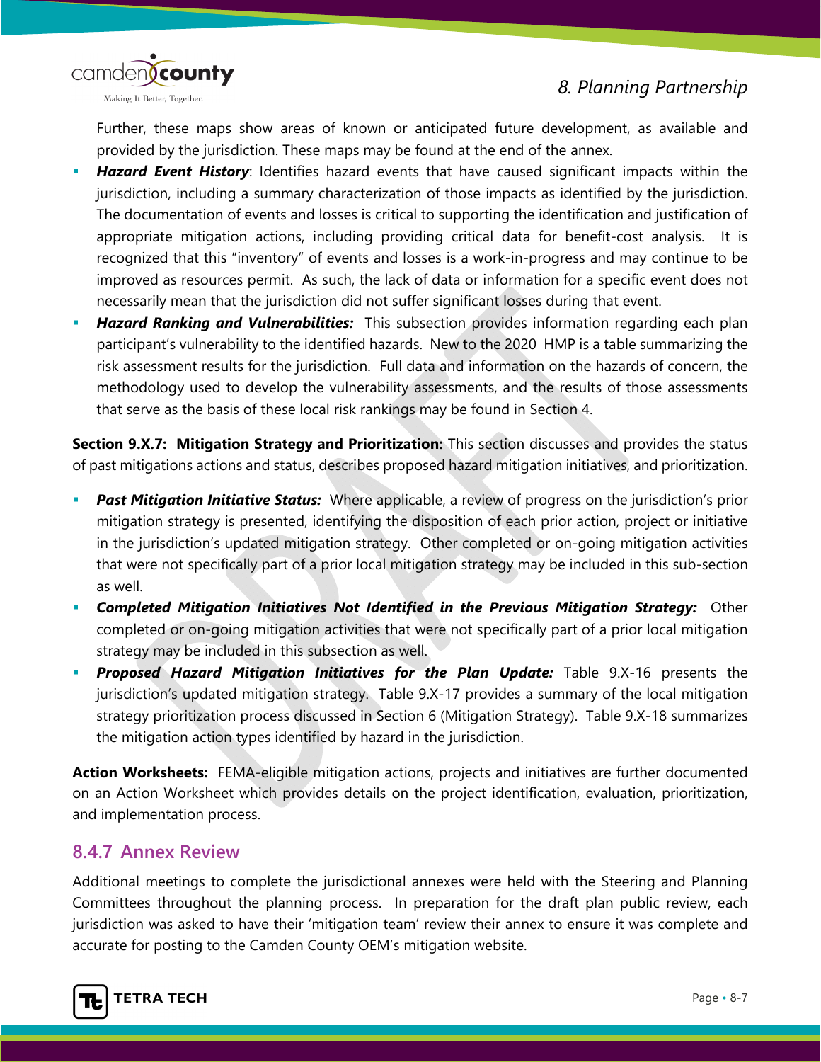Further, these maps show areas of known or anticipated future development, as available and provided by the jurisdiction. These maps may be found at the end of the annex.

- ***Hazard Event History***: Identifies hazard events that have caused significant impacts within the jurisdiction, including a summary characterization of those impacts as identified by the jurisdiction. The documentation of events and losses is critical to supporting the identification and justification of appropriate mitigation actions, including providing critical data for benefit-cost analysis. It is recognized that this "inventory" of events and losses is a work-in-progress and may continue to be improved as resources permit. As such, the lack of data or information for a specific event does not necessarily mean that the jurisdiction did not suffer significant losses during that event.
- ***Hazard Ranking and Vulnerabilities:*** This subsection provides information regarding each plan participant's vulnerability to the identified hazards. New to the 2020 HMP is a table summarizing the risk assessment results for the jurisdiction. Full data and information on the hazards of concern, the methodology used to develop the vulnerability assessments, and the results of those assessments that serve as the basis of these local risk rankings may be found in Section 4.

**Section 9.X.7: Mitigation Strategy and Prioritization:** This section discusses and provides the status of past mitigations actions and status, describes proposed hazard mitigation initiatives, and prioritization.

- ***Past Mitigation Initiative Status:*** Where applicable, a review of progress on the jurisdiction's prior mitigation strategy is presented, identifying the disposition of each prior action, project or initiative in the jurisdiction's updated mitigation strategy. Other completed or on-going mitigation activities that were not specifically part of a prior local mitigation strategy may be included in this sub-section as well.
- ***Completed Mitigation Initiatives Not Identified in the Previous Mitigation Strategy:*** Other completed or on-going mitigation activities that were not specifically part of a prior local mitigation strategy may be included in this subsection as well.
- ***Proposed Hazard Mitigation Initiatives for the Plan Update:*** Table 9.X-16 presents the jurisdiction's updated mitigation strategy. Table 9.X-17 provides a summary of the local mitigation strategy prioritization process discussed in Section 6 (Mitigation Strategy). Table 9.X-18 summarizes the mitigation action types identified by hazard in the jurisdiction.

**Action Worksheets:** FEMA-eligible mitigation actions, projects and initiatives are further documented on an Action Worksheet which provides details on the project identification, evaluation, prioritization, and implementation process.

## 8.4.7 Annex Review

Additional meetings to complete the jurisdictional annexes were held with the Steering and Planning Committees throughout the planning process. In preparation for the draft plan public review, each jurisdiction was asked to have their 'mitigation team' review their annex to ensure it was complete and accurate for posting to the Camden County OEM's mitigation website.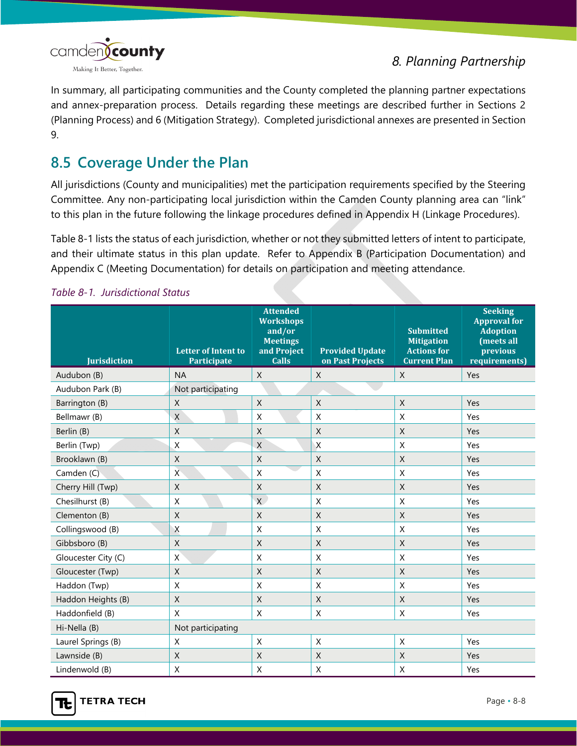In summary, all participating communities and the County completed the planning partner expectations and annex-preparation process. Details regarding these meetings are described further in Sections 2 (Planning Process) and 6 (Mitigation Strategy). Completed jurisdictional annexes are presented in Section 9.

## 8.5 Coverage Under the Plan

All jurisdictions (County and municipalities) met the participation requirements specified by the Steering Committee. Any non-participating local jurisdiction within the Camden County planning area can "link" to this plan in the future following the linkage procedures defined in Appendix H (Linkage Procedures).

Table 8-1 lists the status of each jurisdiction, whether or not they submitted letters of intent to participate, and their ultimate status in this plan update. Refer to Appendix B (Participation Documentation) and Appendix C (Meeting Documentation) for details on participation and meeting attendance.

*Table 8-1. Jurisdictional Status*

| Jurisdiction | Letter of Intent to Participate | Attended Workshops and/or Meetings and Project Calls | Provided Update on Past Projects | Submitted Mitigation Actions for Current Plan | Seeking Approval for Adoption (meets all previous requirements) |
|---|---|---|---|---|---|
| Audubon (B) | NA | X | X | X | Yes |
| Audubon Park (B) | Not participating | | | | |
| Barrington (B) | X | X | X | X | Yes |
| Bellmawr (B) | X | X | X | X | Yes |
| Berlin (B) | X | X | X | X | Yes |
| Berlin (Twp) | X | X | X | X | Yes |
| Brooklawn (B) | X | X | X | X | Yes |
| Camden (C) | X | X | X | X | Yes |
| Cherry Hill (Twp) | X | X | X | X | Yes |
| Chesilhurst (B) | X | X | X | X | Yes |
| Clementon (B) | X | X | X | X | Yes |
| Collingswood (B) | X | X | X | X | Yes |
| Gibbsboro (B) | X | X | X | X | Yes |
| Gloucester City (C) | X | X | X | X | Yes |
| Gloucester (Twp) | X | X | X | X | Yes |
| Haddon (Twp) | X | X | X | X | Yes |
| Haddon Heights (B) | X | X | X | X | Yes |
| Haddonfield (B) | X | X | X | X | Yes |
| Hi-Nella (B) | Not participating | | | | |
| Laurel Springs (B) | X | X | X | X | Yes |
| Lawnside (B) | X | X | X | X | Yes |
| Lindenwold (B) | X | X | X | X | Yes |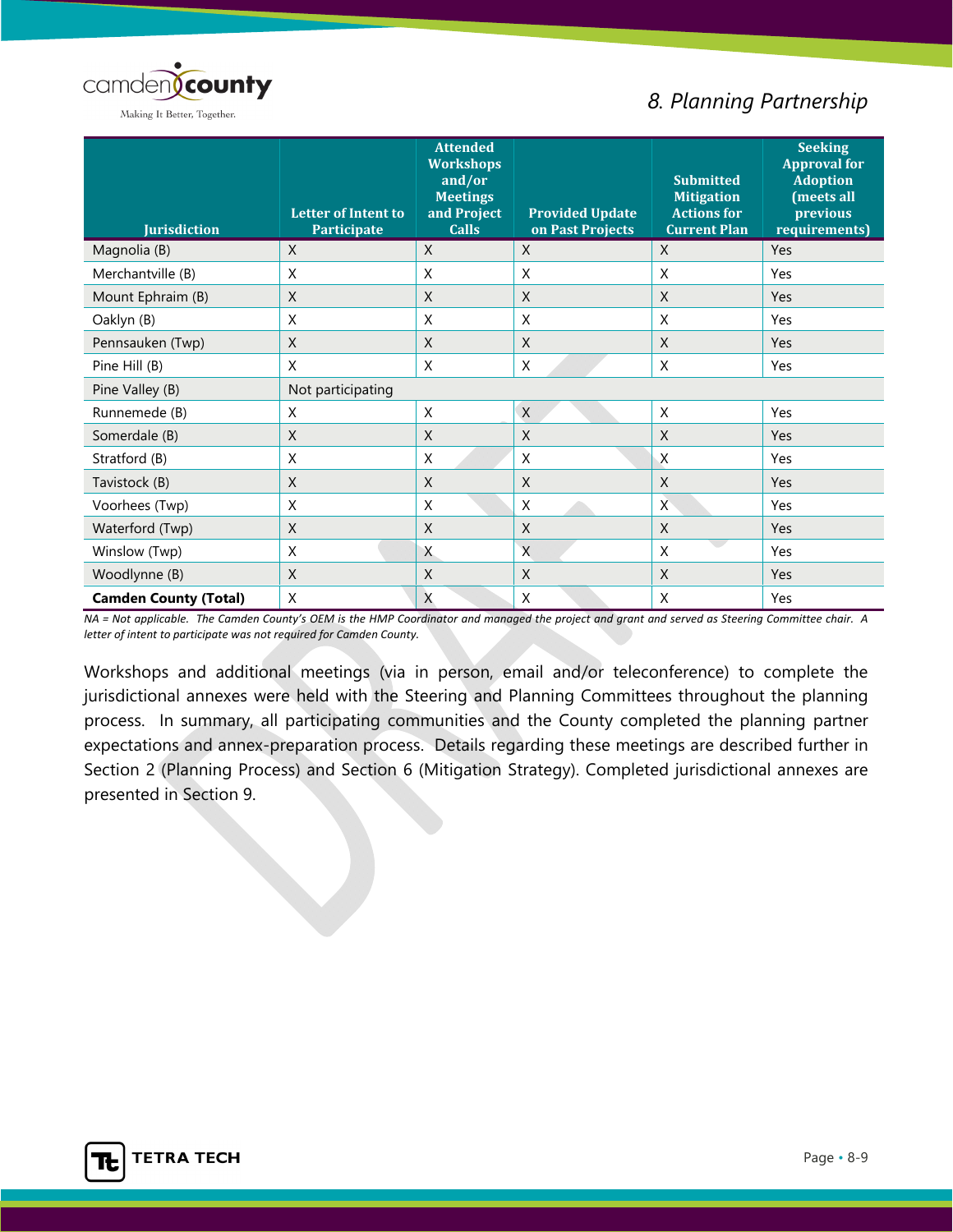| Jurisdiction | Letter of Intent to Participate | Attended Workshops and/or Meetings and Project Calls | Provided Update on Past Projects | Submitted Mitigation Actions for Current Plan | Seeking Approval for Adoption (meets all previous requirements) |
|---|---|---|---|---|---|
| Magnolia (B) | X | X | X | X | Yes |
| Merchantville (B) | X | X | X | X | Yes |
| Mount Ephraim (B) | X | X | X | X | Yes |
| Oaklyn (B) | X | X | X | X | Yes |
| Pennsauken (Twp) | X | X | X | X | Yes |
| Pine Hill (B) | X | X | X | X | Yes |
| Pine Valley (B) | Not participating | | | | |
| Runnemede (B) | X | X | X | X | Yes |
| Somerdale (B) | X | X | X | X | Yes |
| Stratford (B) | X | X | X | X | Yes |
| Tavistock (B) | X | X | X | X | Yes |
| Voorhees (Twp) | X | X | X | X | Yes |
| Waterford (Twp) | X | X | X | X | Yes |
| Winslow (Twp) | X | X | X | X | Yes |
| Woodlynne (B) | X | X | X | X | Yes |
| **Camden County (Total)** | X | X | X | X | Yes |

*NA = Not applicable. The Camden County's OEM is the HMP Coordinator and managed the project and grant and served as Steering Committee chair. A letter of intent to participate was not required for Camden County.*

Workshops and additional meetings (via in person, email and/or teleconference) to complete the jurisdictional annexes were held with the Steering and Planning Committees throughout the planning process. In summary, all participating communities and the County completed the planning partner expectations and annex-preparation process. Details regarding these meetings are described further in Section 2 (Planning Process) and Section 6 (Mitigation Strategy). Completed jurisdictional annexes are presented in Section 9.